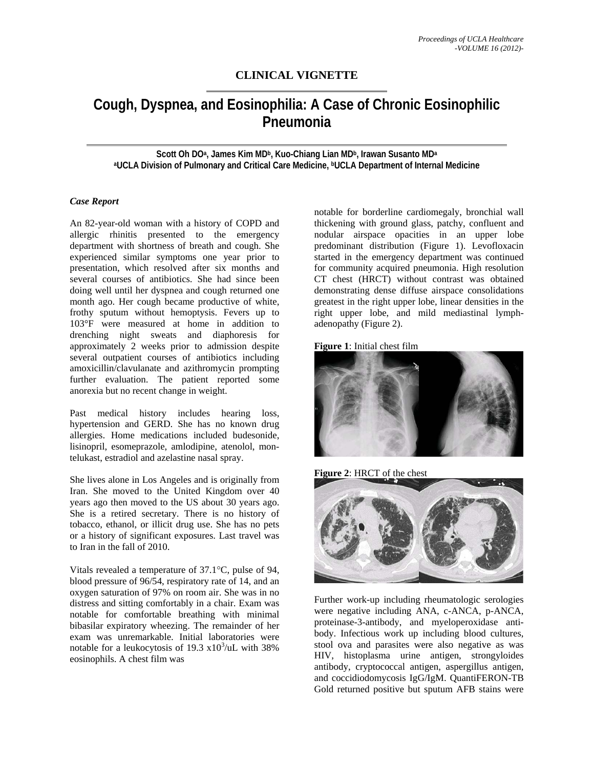# CLINICAL VIGNETTE

## Cough, Dyspnea, and Eosinophilia: A Case of Chronic Eosinophilic Pneumonia

**Scott Oh DO[a], James Kim MD[b], Kuo-Chiang Lian MD[b], Irawan Susanto MD[a]**
**[a]UCLA Division of Pulmonary and Critical Care Medicine, [b]UCLA Department of Internal Medicine**

### *Case Report*

An 82-year-old woman with a history of COPD and allergic rhinitis presented to the emergency department with shortness of breath and cough. She experienced similar symptoms one year prior to presentation, which resolved after six months and several courses of antibiotics. She had since been doing well until her dyspnea and cough returned one month ago. Her cough became productive of white, frothy sputum without hemoptysis. Fevers up to 103°F were measured at home in addition to drenching night sweats and diaphoresis for approximately 2 weeks prior to admission despite several outpatient courses of antibiotics including amoxicillin/clavulanate and azithromycin prompting further evaluation. The patient reported some anorexia but no recent change in weight.

Past medical history includes hearing loss, hypertension and GERD. She has no known drug allergies. Home medications included budesonide, lisinopril, esomeprazole, amlodipine, atenolol, montelukast, estradiol and azelastine nasal spray.

She lives alone in Los Angeles and is originally from Iran. She moved to the United Kingdom over 40 years ago then moved to the US about 30 years ago. She is a retired secretary. There is no history of tobacco, ethanol, or illicit drug use. She has no pets or a history of significant exposures. Last travel was to Iran in the fall of 2010.

Vitals revealed a temperature of 37.1°C, pulse of 94, blood pressure of 96/54, respiratory rate of 14, and an oxygen saturation of 97% on room air. She was in no distress and sitting comfortably in a chair. Exam was notable for comfortable breathing with minimal bibasilar expiratory wheezing. The remainder of her exam was unremarkable. Initial laboratories were notable for a leukocytosis of 19.3 $x10^3$/uL with 38% eosinophils. A chest film was notable for borderline cardiomegaly, bronchial wall thickening with ground glass, patchy, confluent and nodular airspace opacities in an upper lobe predominant distribution (Figure 1). Levofloxacin started in the emergency department was continued for community acquired pneumonia. High resolution CT chest (HRCT) without contrast was obtained demonstrating dense diffuse airspace consolidations greatest in the right upper lobe, linear densities in the right upper lobe, and mild mediastinal lymphadenopathy (Figure 2).

**Figure 1**: Initial chest film

**Figure 2**: HRCT of the chest

Further work-up including rheumatologic serologies were negative including ANA, c-ANCA, p-ANCA, proteinase-3-antibody, and myeloperoxidase antibody. Infectious work up including blood cultures, stool ova and parasites were also negative as was HIV, histoplasma urine antigen, strongyloides antibody, cryptococcal antigen, aspergillus antigen, and coccidiodomycosis IgG/IgM. QuantiFERON-TB Gold returned positive but sputum AFB stains were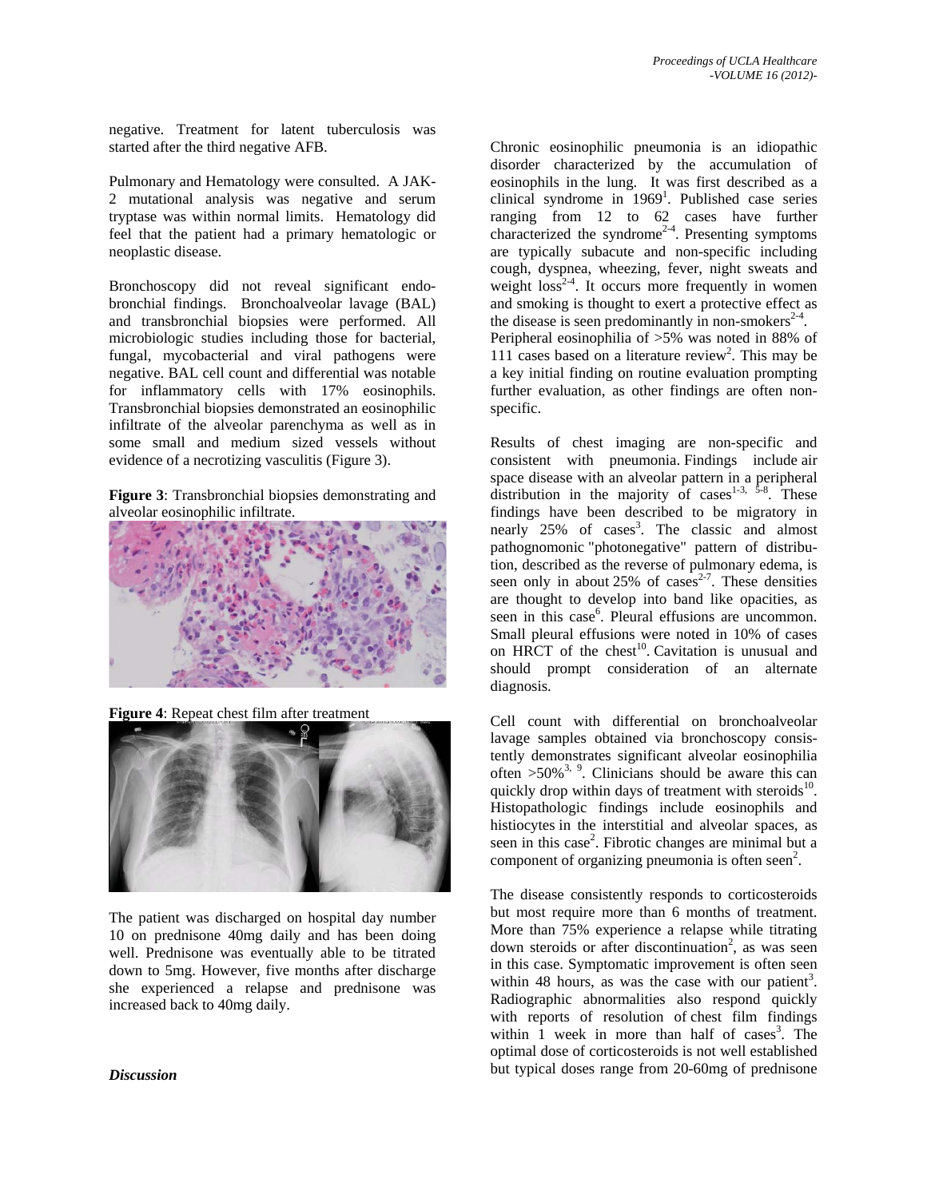negative. Treatment for latent tuberculosis was started after the third negative AFB.

Pulmonary and Hematology were consulted. A JAK-2 mutational analysis was negative and serum tryptase was within normal limits. Hematology did feel that the patient had a primary hematologic or neoplastic disease.

Bronchoscopy did not reveal significant endobronchial findings. Bronchoalveolar lavage (BAL) and transbronchial biopsies were performed. All microbiologic studies including those for bacterial, fungal, mycobacterial and viral pathogens were negative. BAL cell count and differential was notable for inflammatory cells with 17% eosinophils. Transbronchial biopsies demonstrated an eosinophilic infiltrate of the alveolar parenchyma as well as in some small and medium sized vessels without evidence of a necrotizing vasculitis (Figure 3).

**Figure 3**: Transbronchial biopsies demonstrating and alveolar eosinophilic infiltrate.

**Figure 4**: Repeat chest film after treatment

The patient was discharged on hospital day number 10 on prednisone 40mg daily and has been doing well. Prednisone was eventually able to be titrated down to 5mg. However, five months after discharge she experienced a relapse and prednisone was increased back to 40mg daily.

## *Discussion*

Chronic eosinophilic pneumonia is an idiopathic disorder characterized by the accumulation of eosinophils in the lung. It was first described as a clinical syndrome in 1969[1]. Published case series ranging from 12 to 62 cases have further characterized the syndrome[2-4]. Presenting symptoms are typically subacute and non-specific including cough, dyspnea, wheezing, fever, night sweats and weight loss[2-4]. It occurs more frequently in women and smoking is thought to exert a protective effect as the disease is seen predominantly in non-smokers[2-4]. Peripheral eosinophilia of >5% was noted in 88% of 111 cases based on a literature review[2]. This may be a key initial finding on routine evaluation prompting further evaluation, as other findings are often non-specific.

Results of chest imaging are non-specific and consistent with pneumonia. Findings include air space disease with an alveolar pattern in a peripheral distribution in the majority of cases[1-3, 5-8]. These findings have been described to be migratory in nearly 25% of cases[3]. The classic and almost pathognomonic "photonegative" pattern of distribution, described as the reverse of pulmonary edema, is seen only in about 25% of cases[2-7]. These densities are thought to develop into band like opacities, as seen in this case[6]. Pleural effusions are uncommon. Small pleural effusions were noted in 10% of cases on HRCT of the chest[10]. Cavitation is unusual and should prompt consideration of an alternate diagnosis.

Cell count with differential on bronchoalveolar lavage samples obtained via bronchoscopy consistently demonstrates significant alveolar eosinophilia often >50%[3, 9]. Clinicians should be aware this can quickly drop within days of treatment with steroids[10]. Histopathologic findings include eosinophils and histiocytes in the interstitial and alveolar spaces, as seen in this case[2]. Fibrotic changes are minimal but a component of organizing pneumonia is often seen[2].

The disease consistently responds to corticosteroids but most require more than 6 months of treatment. More than 75% experience a relapse while titrating down steroids or after discontinuation[2], as was seen in this case. Symptomatic improvement is often seen within 48 hours, as was the case with our patient[3]. Radiographic abnormalities also respond quickly with reports of resolution of chest film findings within 1 week in more than half of cases[3]. The optimal dose of corticosteroids is not well established but typical doses range from 20-60mg of prednisone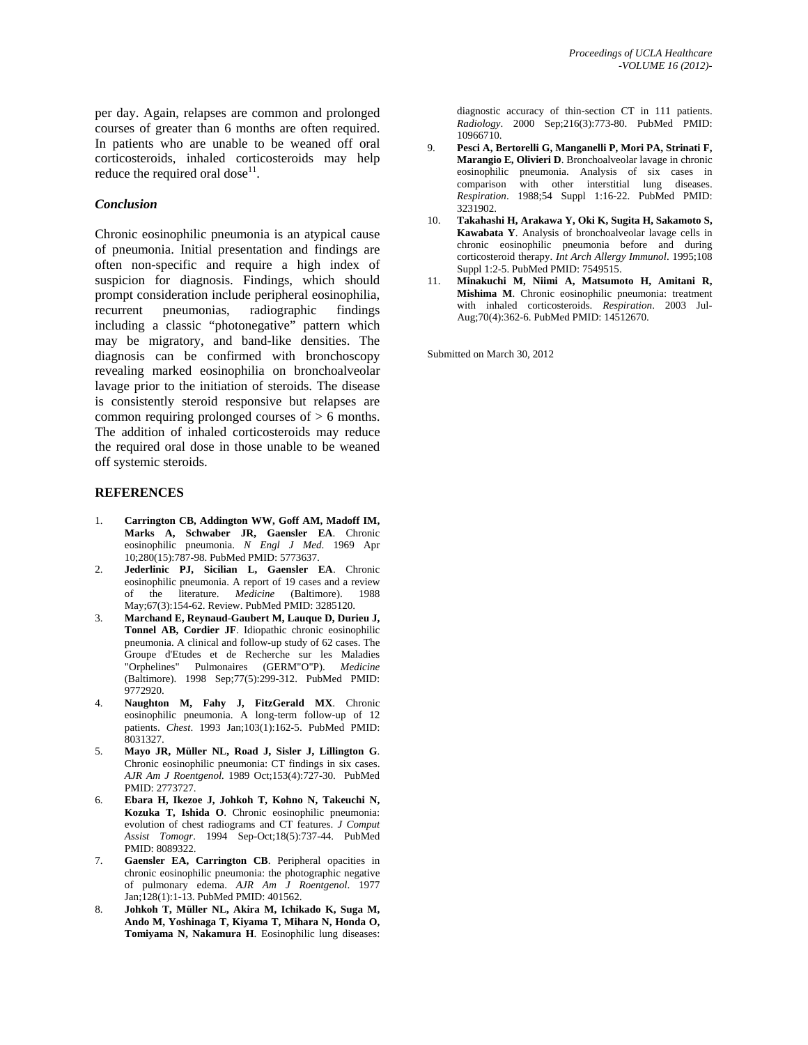per day. Again, relapses are common and prolonged courses of greater than 6 months are often required. In patients who are unable to be weaned off oral corticosteroids, inhaled corticosteroids may help reduce the required oral dose[11].

### *Conclusion*

Chronic eosinophilic pneumonia is an atypical cause of pneumonia. Initial presentation and findings are often non-specific and require a high index of suspicion for diagnosis. Findings, which should prompt consideration include peripheral eosinophilia, recurrent pneumonias, radiographic findings including a classic "photonegative" pattern which may be migratory, and band-like densities. The diagnosis can be confirmed with bronchoscopy revealing marked eosinophilia on bronchoalveolar lavage prior to the initiation of steroids. The disease is consistently steroid responsive but relapses are common requiring prolonged courses of > 6 months. The addition of inhaled corticosteroids may reduce the required oral dose in those unable to be weaned off systemic steroids.

## REFERENCES

1. **Carrington CB, Addington WW, Goff AM, Madoff IM, Marks A, Schwaber JR, Gaensler EA**. Chronic eosinophilic pneumonia. *N Engl J Med*. 1969 Apr 10;280(15):787-98. PubMed PMID: 5773637.
2. **Jederlinic PJ, Sicilian L, Gaensler EA**. Chronic eosinophilic pneumonia. A report of 19 cases and a review of the literature. *Medicine* (Baltimore). 1988 May;67(3):154-62. Review. PubMed PMID: 3285120.
3. **Marchand E, Reynaud-Gaubert M, Lauque D, Durieu J, Tonnel AB, Cordier JF**. Idiopathic chronic eosinophilic pneumonia. A clinical and follow-up study of 62 cases. The Groupe d'Etudes et de Recherche sur les Maladies "Orphelines" Pulmonaires (GERM"O"P). *Medicine* (Baltimore). 1998 Sep;77(5):299-312. PubMed PMID: 9772920.
4. **Naughton M, Fahy J, FitzGerald MX**. Chronic eosinophilic pneumonia. A long-term follow-up of 12 patients. *Chest*. 1993 Jan;103(1):162-5. PubMed PMID: 8031327.
5. **Mayo JR, Müller NL, Road J, Sisler J, Lillington G**. Chronic eosinophilic pneumonia: CT findings in six cases. *AJR Am J Roentgenol.* 1989 Oct;153(4):727-30. PubMed PMID: 2773727.
6. **Ebara H, Ikezoe J, Johkoh T, Kohno N, Takeuchi N, Kozuka T, Ishida O**. Chronic eosinophilic pneumonia: evolution of chest radiograms and CT features. *J Comput Assist Tomogr*. 1994 Sep-Oct;18(5):737-44. PubMed PMID: 8089322.
7. **Gaensler EA, Carrington CB**. Peripheral opacities in chronic eosinophilic pneumonia: the photographic negative of pulmonary edema. *AJR Am J Roentgenol*. 1977 Jan;128(1):1-13. PubMed PMID: 401562.
8. **Johkoh T, Müller NL, Akira M, Ichikado K, Suga M, Ando M, Yoshinaga T, Kiyama T, Mihara N, Honda O, Tomiyama N, Nakamura H**. Eosinophilic lung diseases: diagnostic accuracy of thin-section CT in 111 patients. *Radiology*. 2000 Sep;216(3):773-80. PubMed PMID: 10966710.
9. **Pesci A, Bertorelli G, Manganelli P, Mori PA, Strinati F, Marangio E, Olivieri D**. Bronchoalveolar lavage in chronic eosinophilic pneumonia. Analysis of six cases in comparison with other interstitial lung diseases. *Respiration*. 1988;54 Suppl 1:16-22. PubMed PMID: 3231902.
10. **Takahashi H, Arakawa Y, Oki K, Sugita H, Sakamoto S, Kawabata Y**. Analysis of bronchoalveolar lavage cells in chronic eosinophilic pneumonia before and during corticosteroid therapy. *Int Arch Allergy Immunol*. 1995;108 Suppl 1:2-5. PubMed PMID: 7549515.
11. **Minakuchi M, Niimi A, Matsumoto H, Amitani R, Mishima M**. Chronic eosinophilic pneumonia: treatment with inhaled corticosteroids. *Respiration*. 2003 Jul-Aug;70(4):362-6. PubMed PMID: 14512670.

Submitted on March 30, 2012